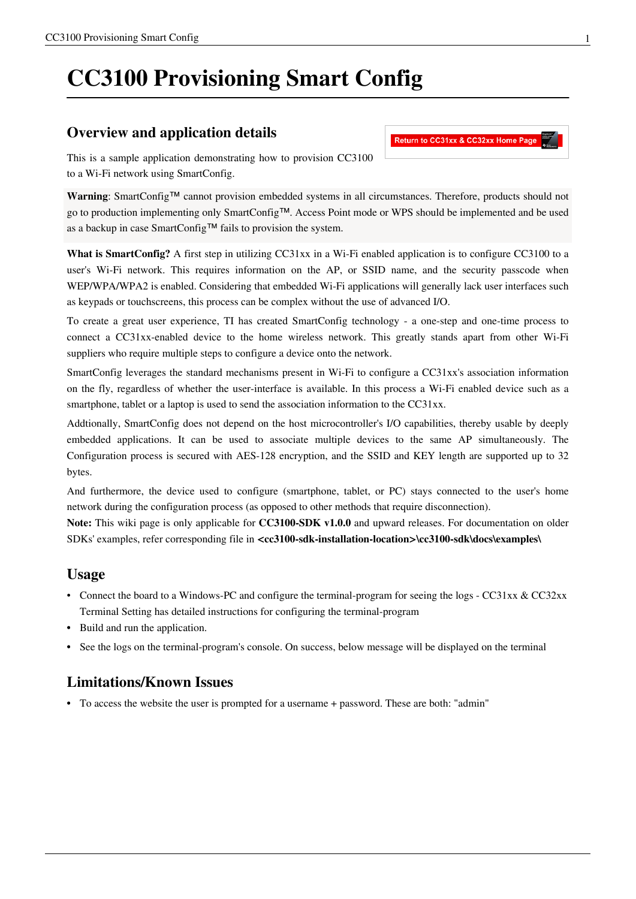# CC3100 Provisioning Smart Config

## Overview and application details

Return to CC31xx & CC32xx Home Page

This is a sample application demonstrating how to provision CC3100 to a Wi-Fi network using SmartConfig.

**Warning**: SmartConfig™ cannot provision embedded systems in all circumstances. Therefore, products should not go to production implementing only SmartConfig™. Access Point mode or WPS should be implemented and be used as a backup in case SmartConfig™ fails to provision the system.

**What is SmartConfig?** A first step in utilizing CC31xx in a Wi-Fi enabled application is to configure CC3100 to a user's Wi-Fi network. This requires information on the AP, or SSID name, and the security passcode when WEP/WPA/WPA2 is enabled. Considering that embedded Wi-Fi applications will generally lack user interfaces such as keypads or touchscreens, this process can be complex without the use of advanced I/O.

To create a great user experience, TI has created SmartConfig technology - a one-step and one-time process to connect a CC31xx-enabled device to the home wireless network. This greatly stands apart from other Wi-Fi suppliers who require multiple steps to configure a device onto the network.

SmartConfig leverages the standard mechanisms present in Wi-Fi to configure a CC31xx's association information on the fly, regardless of whether the user-interface is available. In this process a Wi-Fi enabled device such as a smartphone, tablet or a laptop is used to send the association information to the CC31xx.

Addtionally, SmartConfig does not depend on the host microcontroller's I/O capabilities, thereby usable by deeply embedded applications. It can be used to associate multiple devices to the same AP simultaneously. The Configuration process is secured with AES-128 encryption, and the SSID and KEY length are supported up to 32 bytes.

And furthermore, the device used to configure (smartphone, tablet, or PC) stays connected to the user's home network during the configuration process (as opposed to other methods that require disconnection).

**Note:** This wiki page is only applicable for **CC3100-SDK v1.0.0** and upward releases. For documentation on older SDKs' examples, refer corresponding file in **<cc3100-sdk-installation-location>\cc3100-sdk\docs\examples\**

## Usage

- Connect the board to a Windows-PC and configure the terminal-program for seeing the logs - CC31xx & CC32xx Terminal Setting has detailed instructions for configuring the terminal-program
- Build and run the application.
- See the logs on the terminal-program's console. On success, below message will be displayed on the terminal

## Limitations/Known Issues

- To access the website the user is prompted for a username + password. These are both: "admin"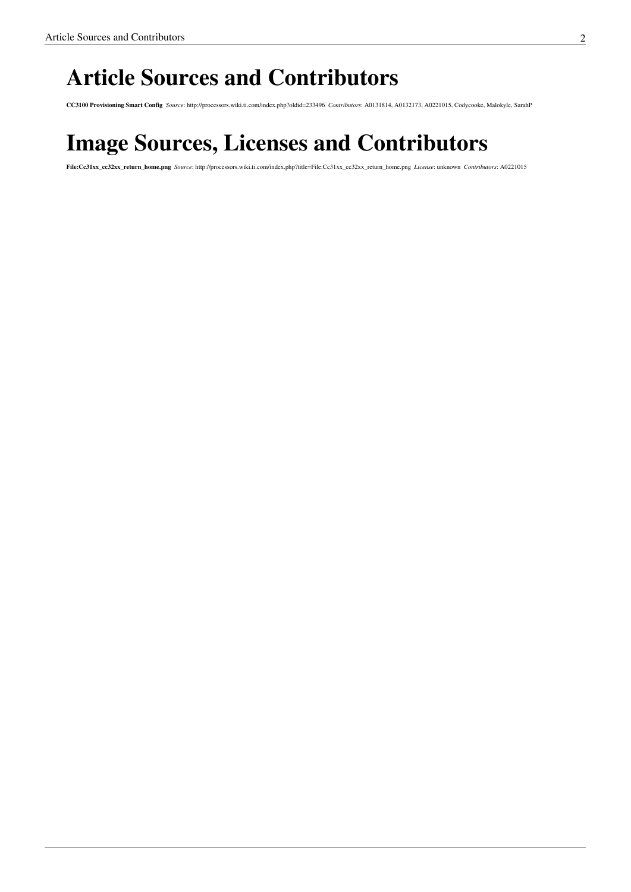# Article Sources and Contributors

**CC3100 Provisioning Smart Config** *Source*: http://processors.wiki.ti.com/index.php?oldid=233496 *Contributors*: A0131814, A0132173, A0221015, Codycooke, Malokyle, SarahP

# Image Sources, Licenses and Contributors

**File:Cc31xx_cc32xx_return_home.png** *Source*: http://processors.wiki.ti.com/index.php?title=File:Cc31xx_cc32xx_return_home.png *License*: unknown *Contributors*: A0221015